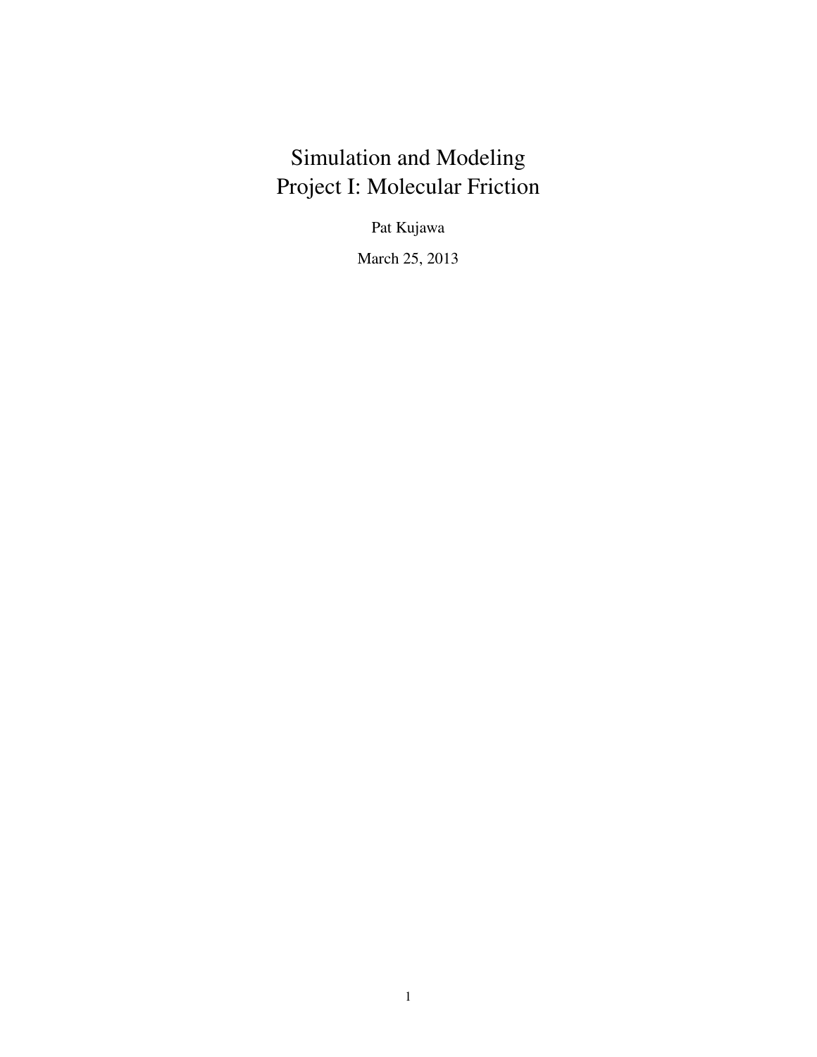# Simulation and Modeling
# Project I: Molecular Friction

Pat Kujawa

March 25, 2013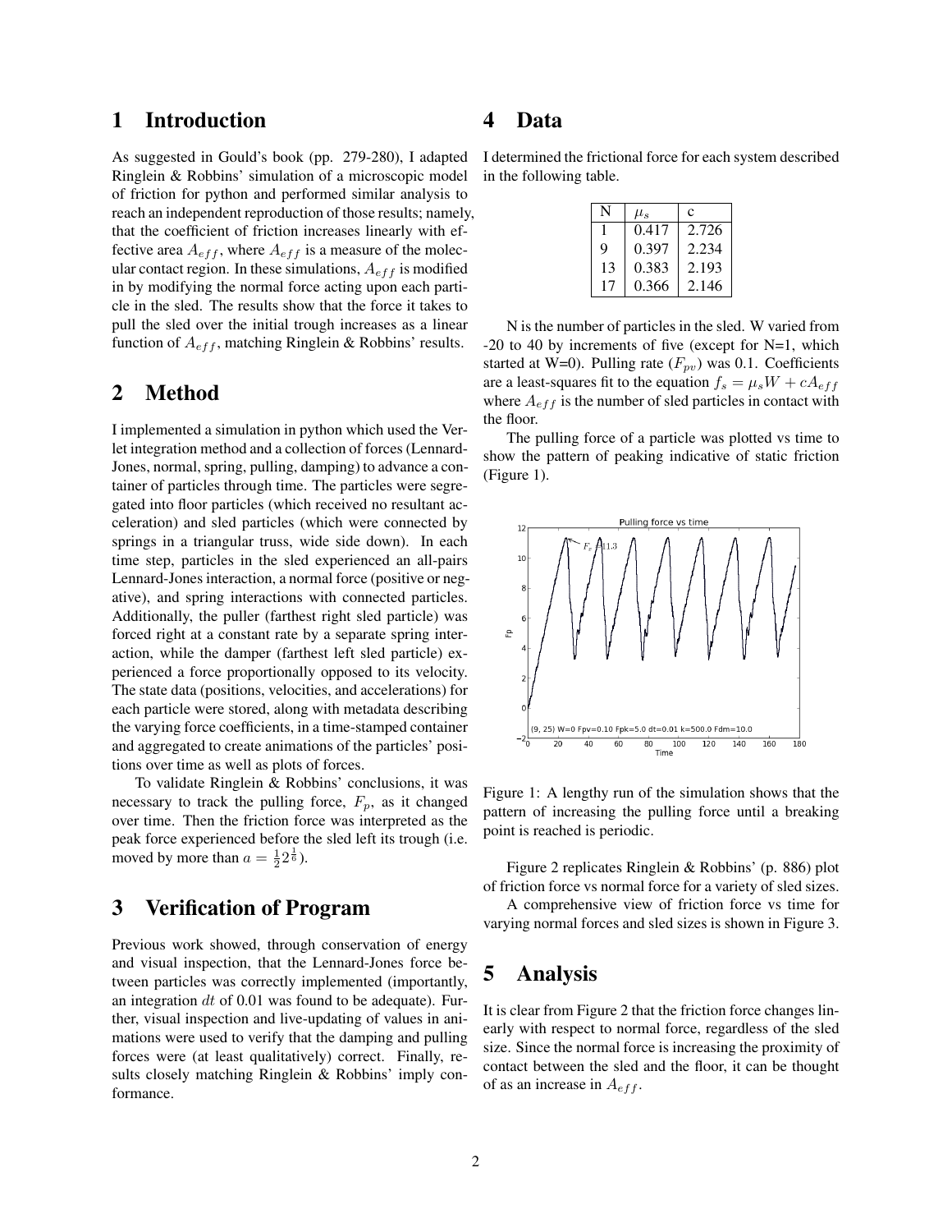## 1 Introduction

As suggested in Gould's book (pp. 279-280), I adapted Ringlein & Robbins' simulation of a microscopic model of friction for python and performed similar analysis to reach an independent reproduction of those results; namely, that the coefficient of friction increases linearly with effective area $A_{eff}$, where $A_{eff}$ is a measure of the molecular contact region. In these simulations, $A_{eff}$ is modified in by modifying the normal force acting upon each particle in the sled. The results show that the force it takes to pull the sled over the initial trough increases as a linear function of $A_{eff}$, matching Ringlein & Robbins' results.

## 2 Method

I implemented a simulation in python which used the Verlet integration method and a collection of forces (Lennard-Jones, normal, spring, pulling, damping) to advance a container of particles through time. The particles were segregated into floor particles (which received no resultant acceleration) and sled particles (which were connected by springs in a triangular truss, wide side down). In each time step, particles in the sled experienced an all-pairs Lennard-Jones interaction, a normal force (positive or negative), and spring interactions with connected particles. Additionally, the puller (farthest right sled particle) was forced right at a constant rate by a separate spring interaction, while the damper (farthest left sled particle) experienced a force proportionally opposed to its velocity. The state data (positions, velocities, and accelerations) for each particle were stored, along with metadata describing the varying force coefficients, in a time-stamped container and aggregated to create animations of the particles' positions over time as well as plots of forces.

To validate Ringlein & Robbins' conclusions, it was necessary to track the pulling force, $F_p$, as it changed over time. Then the friction force was interpreted as the peak force experienced before the sled left its trough (i.e. moved by more than $a = \frac{1}{2}2^{\frac{1}{6}}$).

## 3 Verification of Program

Previous work showed, through conservation of energy and visual inspection, that the Lennard-Jones force between particles was correctly implemented (importantly, an integration $dt$ of 0.01 was found to be adequate). Further, visual inspection and live-updating of values in animations were used to verify that the damping and pulling forces were (at least qualitatively) correct. Finally, results closely matching Ringlein & Robbins' imply conformance.

## 4 Data

I determined the frictional force for each system described in the following table.

| N | $\mu_s$ | c |
|---|---|---|
| 1 | 0.417 | 2.726 |
| 9 | 0.397 | 2.234 |
| 13 | 0.383 | 2.193 |
| 17 | 0.366 | 2.146 |

N is the number of particles in the sled. W varied from -20 to 40 by increments of five (except for N=1, which started at W=0). Pulling rate ($F_{pv}$) was 0.1. Coefficients are a least-squares fit to the equation $f_s = \mu_s W + cA_{eff}$ where $A_{eff}$ is the number of sled particles in contact with the floor.

The pulling force of a particle was plotted vs time to show the pattern of peaking indicative of static friction (Figure 1).

Figure 1: A lengthy run of the simulation shows that the pattern of increasing the pulling force until a breaking point is reached is periodic.

Figure 2 replicates Ringlein & Robbins' (p. 886) plot of friction force vs normal force for a variety of sled sizes.

A comprehensive view of friction force vs time for varying normal forces and sled sizes is shown in Figure 3.

## 5 Analysis

It is clear from Figure 2 that the friction force changes linearly with respect to normal force, regardless of the sled size. Since the normal force is increasing the proximity of contact between the sled and the floor, it can be thought of as an increase in $A_{eff}$.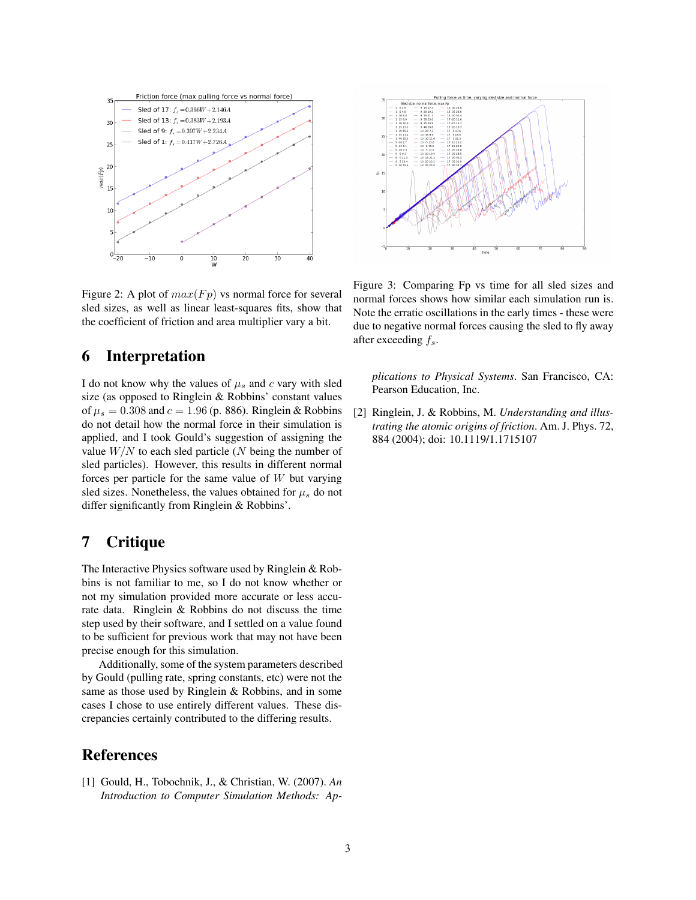Friction force (max pulling force vs normal force)

Sled of 17: $f_s = 0.366W + 2.146A$

Sled of 13: $f_s = 0.383W + 2.193A$

Sled of 9: $f_s = 0.397W + 2.234A$

Sled of 1: $f_s = 0.417W + 2.726A$

$max(Fp)$

W

Figure 2: A plot of $max(Fp)$ vs normal force for several sled sizes, as well as linear least-squares fits, show that the coefficient of friction and area multiplier vary a bit.

Pulling force vs time, varying sled size and normal force

Sled size, normal force, max Fp

Fp

Time

Figure 3: Comparing Fp vs time for all sled sizes and normal forces shows how similar each simulation run is. Note the erratic oscillations in the early times - these were due to negative normal forces causing the sled to fly away after exceeding $f_s$.

## 6 Interpretation

I do not know why the values of $\mu_s$ and $c$ vary with sled size (as opposed to Ringlein & Robbins' constant values of $\mu_s = 0.308$ and $c = 1.96$ (p. 886). Ringlein & Robbins do not detail how the normal force in their simulation is applied, and I took Gould's suggestion of assigning the value $W/N$ to each sled particle ($N$ being the number of sled particles). However, this results in different normal forces per particle for the same value of $W$ but varying sled sizes. Nonetheless, the values obtained for $\mu_s$ do not differ significantly from Ringlein & Robbins'.

## 7 Critique

The Interactive Physics software used by Ringlein & Robbins is not familiar to me, so I do not know whether or not my simulation provided more accurate or less accurate data. Ringlein & Robbins do not discuss the time step used by their software, and I settled on a value found to be sufficient for previous work that may not have been precise enough for this simulation.

Additionally, some of the system parameters described by Gould (pulling rate, spring constants, etc) were not the same as those used by Ringlein & Robbins, and in some cases I chose to use entirely different values. These discrepancies certainly contributed to the differing results.

## References

[1] Gould, H., Tobochnik, J., & Christian, W. (2007). *An Introduction to Computer Simulation Methods: Applications to Physical Systems*. San Francisco, CA: Pearson Education, Inc.

[2] Ringlein, J. & Robbins, M. *Understanding and illustrating the atomic origins of friction*. Am. J. Phys. 72, 884 (2004); doi: 10.1119/1.1715107